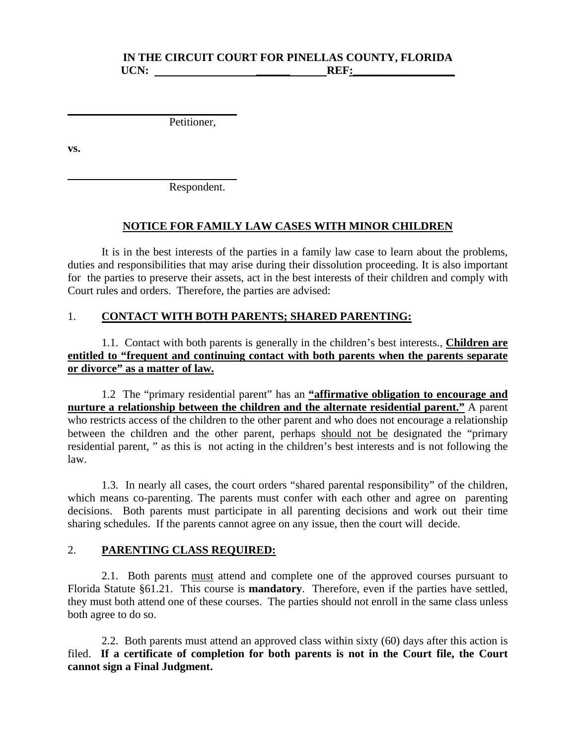**IN THE CIRCUIT COURT FOR PINELLAS COUNTY, FLORIDA**
**UCN: ________________________ REF: ________________**

______________________________
Petitioner,

**vs.**

______________________________
Respondent.

## NOTICE FOR FAMILY LAW CASES WITH MINOR CHILDREN

It is in the best interests of the parties in a family law case to learn about the problems, duties and responsibilities that may arise during their dissolution proceeding. It is also important for the parties to preserve their assets, act in the best interests of their children and comply with Court rules and orders. Therefore, the parties are advised:

### 1. CONTACT WITH BOTH PARENTS; SHARED PARENTING:

1.1. Contact with both parents is generally in the children's best interests., **Children are entitled to "frequent and continuing contact with both parents when the parents separate or divorce" as a matter of law.**

1.2 The "primary residential parent" has an **"affirmative obligation to encourage and nurture a relationship between the children and the alternate residential parent."** A parent who restricts access of the children to the other parent and who does not encourage a relationship between the children and the other parent, perhaps should not be designated the "primary residential parent, " as this is not acting in the children's best interests and is not following the law.

1.3. In nearly all cases, the court orders "shared parental responsibility" of the children, which means co-parenting. The parents must confer with each other and agree on parenting decisions. Both parents must participate in all parenting decisions and work out their time sharing schedules. If the parents cannot agree on any issue, then the court will decide.

### 2. PARENTING CLASS REQUIRED:

2.1. Both parents must attend and complete one of the approved courses pursuant to Florida Statute §61.21. This course is **mandatory**. Therefore, even if the parties have settled, they must both attend one of these courses. The parties should not enroll in the same class unless both agree to do so.

2.2. Both parents must attend an approved class within sixty (60) days after this action is filed. **If a certificate of completion for both parents is not in the Court file, the Court cannot sign a Final Judgment.**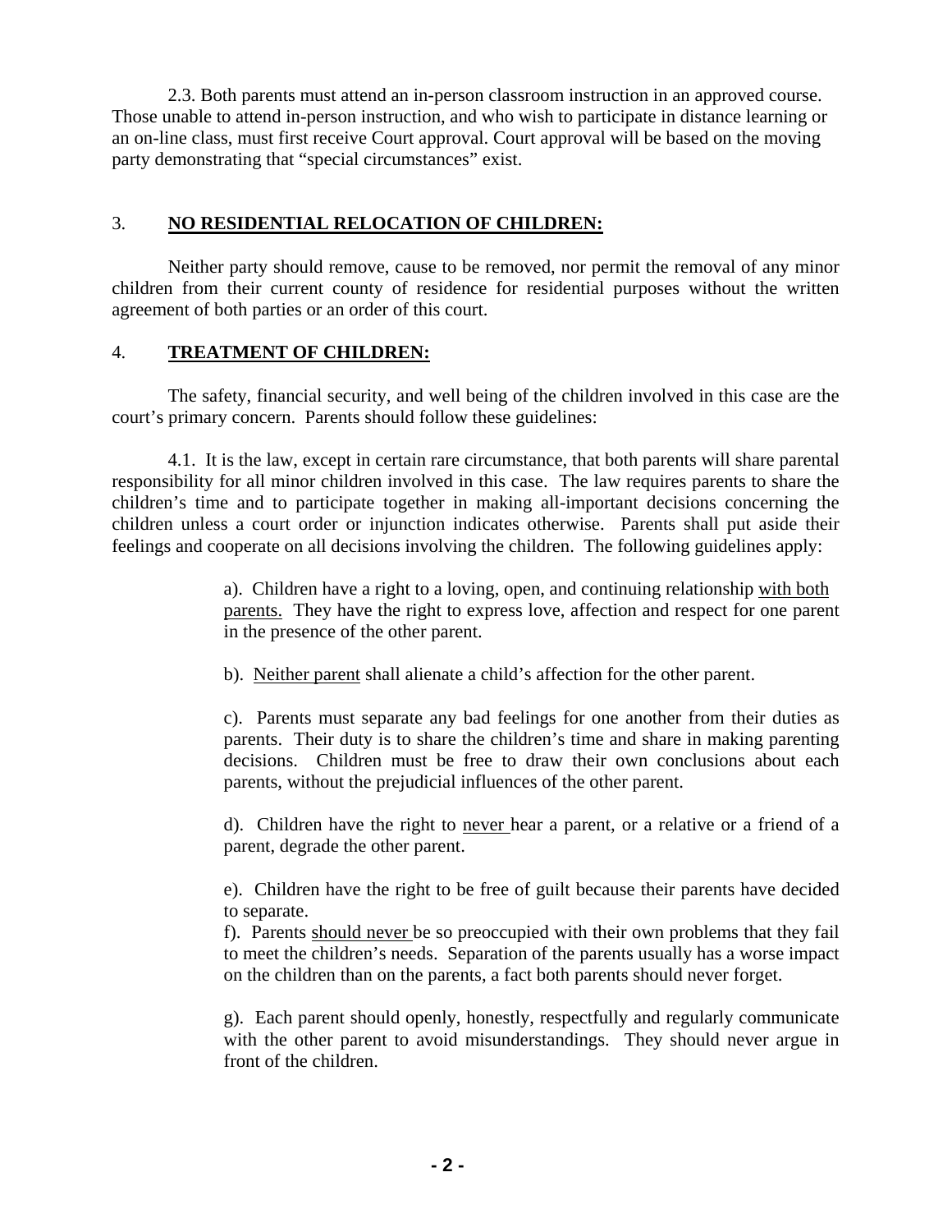2.3. Both parents must attend an in-person classroom instruction in an approved course. Those unable to attend in-person instruction, and who wish to participate in distance learning or an on-line class, must first receive Court approval. Court approval will be based on the moving party demonstrating that "special circumstances" exist.

3. **NO RESIDENTIAL RELOCATION OF CHILDREN:**

Neither party should remove, cause to be removed, nor permit the removal of any minor children from their current county of residence for residential purposes without the written agreement of both parties or an order of this court.

4. **TREATMENT OF CHILDREN:**

The safety, financial security, and well being of the children involved in this case are the court's primary concern. Parents should follow these guidelines:

4.1. It is the law, except in certain rare circumstance, that both parents will share parental responsibility for all minor children involved in this case. The law requires parents to share the children's time and to participate together in making all-important decisions concerning the children unless a court order or injunction indicates otherwise. Parents shall put aside their feelings and cooperate on all decisions involving the children. The following guidelines apply:

a). Children have a right to a loving, open, and continuing relationship with both parents. They have the right to express love, affection and respect for one parent in the presence of the other parent.

b). Neither parent shall alienate a child's affection for the other parent.

c). Parents must separate any bad feelings for one another from their duties as parents. Their duty is to share the children's time and share in making parenting decisions. Children must be free to draw their own conclusions about each parents, without the prejudicial influences of the other parent.

d). Children have the right to never hear a parent, or a relative or a friend of a parent, degrade the other parent.

e). Children have the right to be free of guilt because their parents have decided to separate.

f). Parents should never be so preoccupied with their own problems that they fail to meet the children's needs. Separation of the parents usually has a worse impact on the children than on the parents, a fact both parents should never forget.

g). Each parent should openly, honestly, respectfully and regularly communicate with the other parent to avoid misunderstandings. They should never argue in front of the children.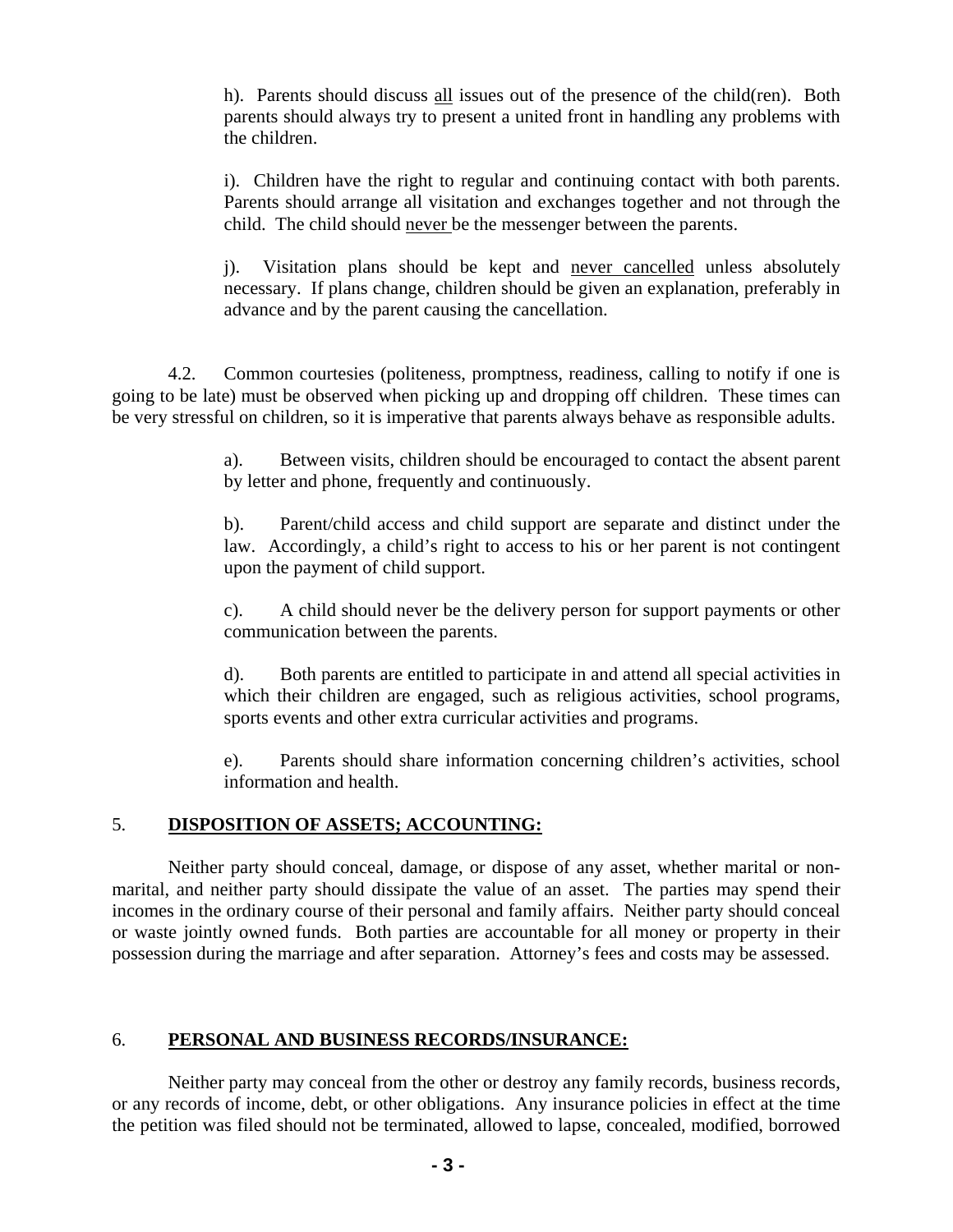h). Parents should discuss <u>all</u> issues out of the presence of the child(ren). Both parents should always try to present a united front in handling any problems with the children.

i). Children have the right to regular and continuing contact with both parents. Parents should arrange all visitation and exchanges together and not through the child. The child should <u>never</u> be the messenger between the parents.

j). Visitation plans should be kept and <u>never cancelled</u> unless absolutely necessary. If plans change, children should be given an explanation, preferably in advance and by the parent causing the cancellation.

4.2. Common courtesies (politeness, promptness, readiness, calling to notify if one is going to be late) must be observed when picking up and dropping off children. These times can be very stressful on children, so it is imperative that parents always behave as responsible adults.

a). Between visits, children should be encouraged to contact the absent parent by letter and phone, frequently and continuously.

b). Parent/child access and child support are separate and distinct under the law. Accordingly, a child's right to access to his or her parent is not contingent upon the payment of child support.

c). A child should never be the delivery person for support payments or other communication between the parents.

d). Both parents are entitled to participate in and attend all special activities in which their children are engaged, such as religious activities, school programs, sports events and other extra curricular activities and programs.

e). Parents should share information concerning children's activities, school information and health.

## 5. **<u>DISPOSITION OF ASSETS; ACCOUNTING:</u>**

Neither party should conceal, damage, or dispose of any asset, whether marital or non-marital, and neither party should dissipate the value of an asset. The parties may spend their incomes in the ordinary course of their personal and family affairs. Neither party should conceal or waste jointly owned funds. Both parties are accountable for all money or property in their possession during the marriage and after separation. Attorney's fees and costs may be assessed.

## 6. **<u>PERSONAL AND BUSINESS RECORDS/INSURANCE:</u>**

Neither party may conceal from the other or destroy any family records, business records, or any records of income, debt, or other obligations. Any insurance policies in effect at the time the petition was filed should not be terminated, allowed to lapse, concealed, modified, borrowed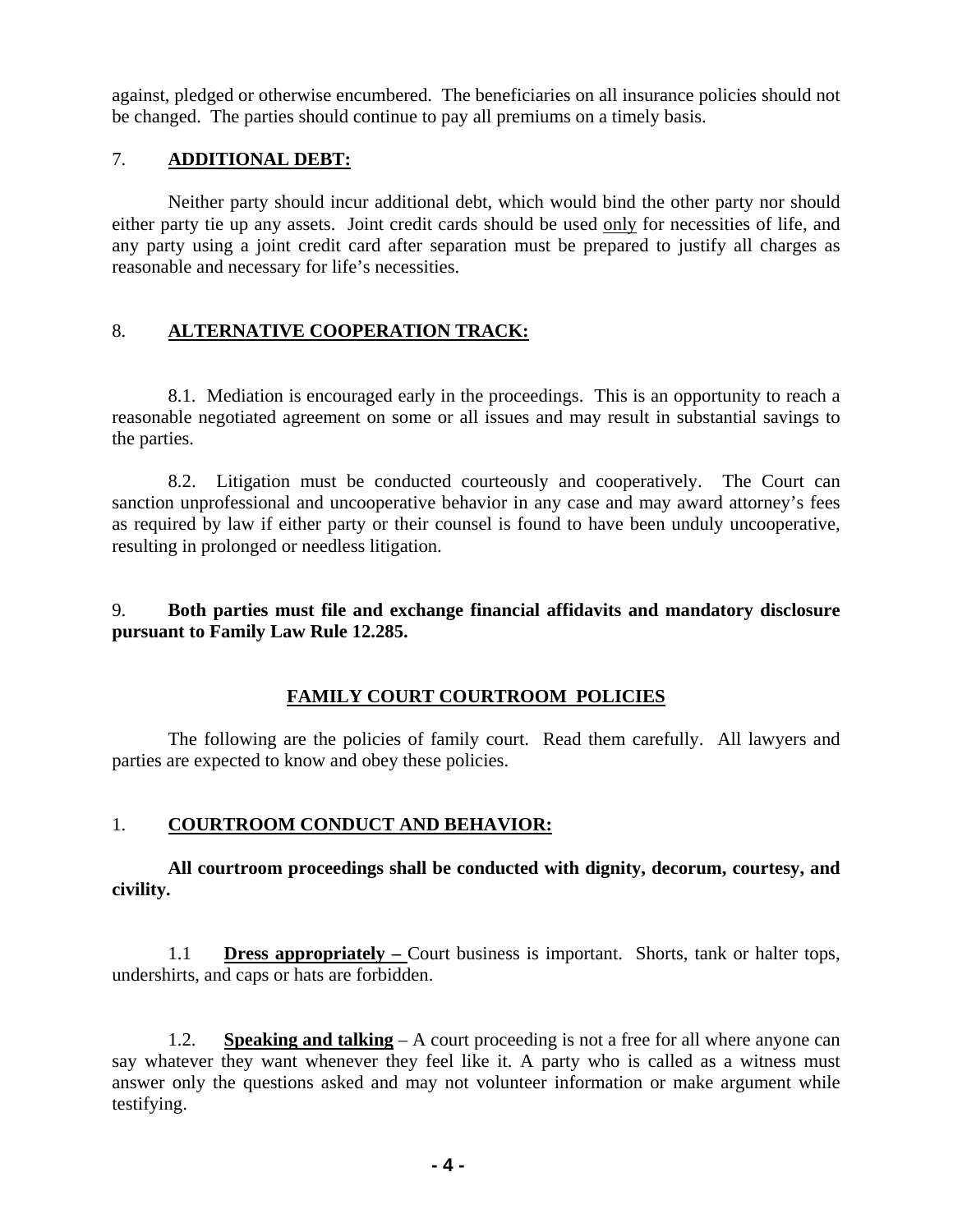against, pledged or otherwise encumbered. The beneficiaries on all insurance policies should not be changed. The parties should continue to pay all premiums on a timely basis.

7. **ADDITIONAL DEBT:**

Neither party should incur additional debt, which would bind the other party nor should either party tie up any assets. Joint credit cards should be used only for necessities of life, and any party using a joint credit card after separation must be prepared to justify all charges as reasonable and necessary for life's necessities.

8. **ALTERNATIVE COOPERATION TRACK:**

8.1. Mediation is encouraged early in the proceedings. This is an opportunity to reach a reasonable negotiated agreement on some or all issues and may result in substantial savings to the parties.

8.2. Litigation must be conducted courteously and cooperatively. The Court can sanction unprofessional and uncooperative behavior in any case and may award attorney's fees as required by law if either party or their counsel is found to have been unduly uncooperative, resulting in prolonged or needless litigation.

9. **Both parties must file and exchange financial affidavits and mandatory disclosure pursuant to Family Law Rule 12.285.**

## FAMILY COURT COURTROOM POLICIES

The following are the policies of family court. Read them carefully. All lawyers and parties are expected to know and obey these policies.

1. **COURTROOM CONDUCT AND BEHAVIOR:**

**All courtroom proceedings shall be conducted with dignity, decorum, courtesy, and civility.**

1.1 **Dress appropriately –** Court business is important. Shorts, tank or halter tops, undershirts, and caps or hats are forbidden.

1.2. **Speaking and talking** – A court proceeding is not a free for all where anyone can say whatever they want whenever they feel like it. A party who is called as a witness must answer only the questions asked and may not volunteer information or make argument while testifying.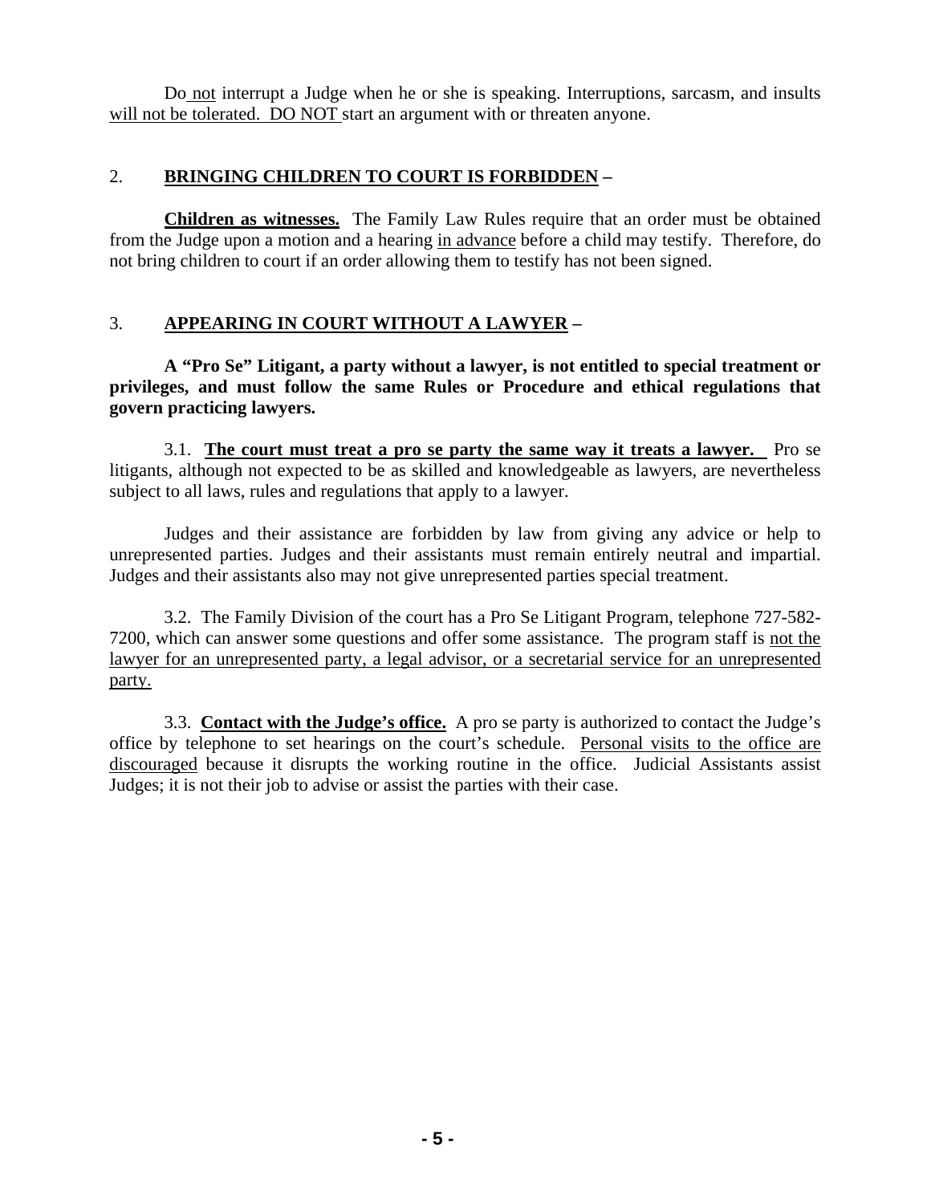Do not interrupt a Judge when he or she is speaking. Interruptions, sarcasm, and insults will not be tolerated. DO NOT start an argument with or threaten anyone.

## 2. **BRINGING CHILDREN TO COURT IS FORBIDDEN –**

**Children as witnesses.** The Family Law Rules require that an order must be obtained from the Judge upon a motion and a hearing in advance before a child may testify. Therefore, do not bring children to court if an order allowing them to testify has not been signed.

## 3. **APPEARING IN COURT WITHOUT A LAWYER –**

**A "Pro Se" Litigant, a party without a lawyer, is not entitled to special treatment or privileges, and must follow the same Rules or Procedure and ethical regulations that govern practicing lawyers.**

3.1. **The court must treat a pro se party the same way it treats a lawyer.** Pro se litigants, although not expected to be as skilled and knowledgeable as lawyers, are nevertheless subject to all laws, rules and regulations that apply to a lawyer.

Judges and their assistance are forbidden by law from giving any advice or help to unrepresented parties. Judges and their assistants must remain entirely neutral and impartial. Judges and their assistants also may not give unrepresented parties special treatment.

3.2. The Family Division of the court has a Pro Se Litigant Program, telephone 727-582-7200, which can answer some questions and offer some assistance. The program staff is not the lawyer for an unrepresented party, a legal advisor, or a secretarial service for an unrepresented party.

3.3. **Contact with the Judge's office.** A pro se party is authorized to contact the Judge's office by telephone to set hearings on the court's schedule. Personal visits to the office are discouraged because it disrupts the working routine in the office. Judicial Assistants assist Judges; it is not their job to advise or assist the parties with their case.